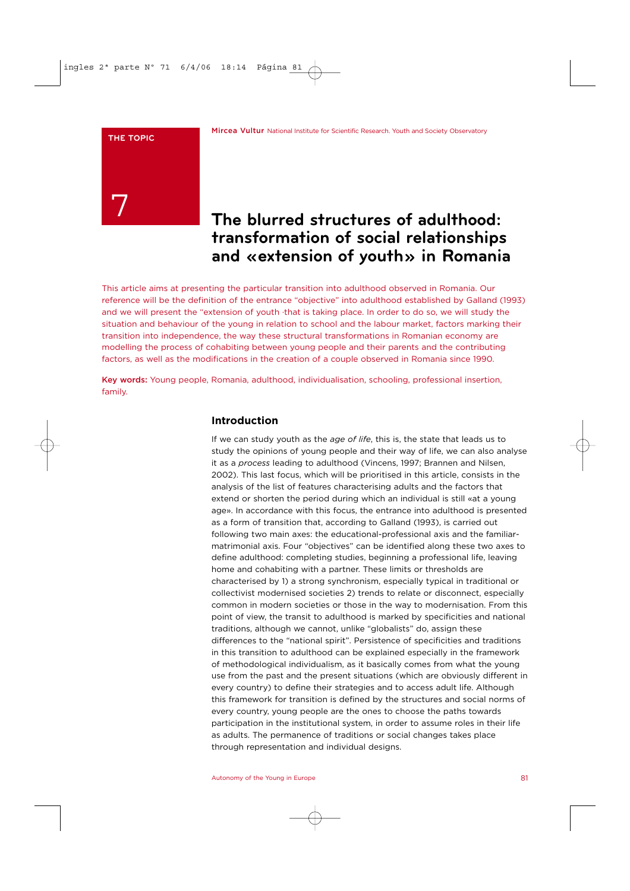THE TOPIC

7

Mircea Vultur National Institute for Scientific Research. Youth and Society Observatory

# The blurred structures of adulthood: transformation of social relationships and «extension of youth» in Romania

This article aims at presenting the particular transition into adulthood observed in Romania. Our reference will be the definition of the entrance "objective" into adulthood established by Galland (1993) and we will present the "extension of youth ·that is taking place. In order to do so, we will study the situation and behaviour of the young in relation to school and the labour market, factors marking their transition into independence, the way these structural transformations in Romanian economy are modelling the process of cohabiting between young people and their parents and the contributing factors, as well as the modifications in the creation of a couple observed in Romania since 1990.

**Key words:** Young people, Romania, adulthood, individualisation, schooling, professional insertion, family.

## Introduction

If we can study youth as the *age of life*, this is, the state that leads us to study the opinions of young people and their way of life, we can also analyse it as a *process* leading to adulthood (Vincens, 1997; Brannen and Nilsen, 2002). This last focus, which will be prioritised in this article, consists in the analysis of the list of features characterising adults and the factors that extend or shorten the period during which an individual is still «at a young age». In accordance with this focus, the entrance into adulthood is presented as a form of transition that, according to Galland (1993), is carried out following two main axes: the educational-professional axis and the familiar-matrimonial axis. Four "objectives" can be identified along these two axes to define adulthood: completing studies, beginning a professional life, leaving home and cohabiting with a partner. These limits or thresholds are characterised by 1) a strong synchronism, especially typical in traditional or collectivist modernised societies 2) trends to relate or disconnect, especially common in modern societies or those in the way to modernisation. From this point of view, the transit to adulthood is marked by specificities and national traditions, although we cannot, unlike "globalists" do, assign these differences to the "national spirit". Persistence of specificities and traditions in this transition to adulthood can be explained especially in the framework of methodological individualism, as it basically comes from what the young use from the past and the present situations (which are obviously different in every country) to define their strategies and to access adult life. Although this framework for transition is defined by the structures and social norms of every country, young people are the ones to choose the paths towards participation in the institutional system, in order to assume roles in their life as adults. The permanence of traditions or social changes takes place through representation and individual designs.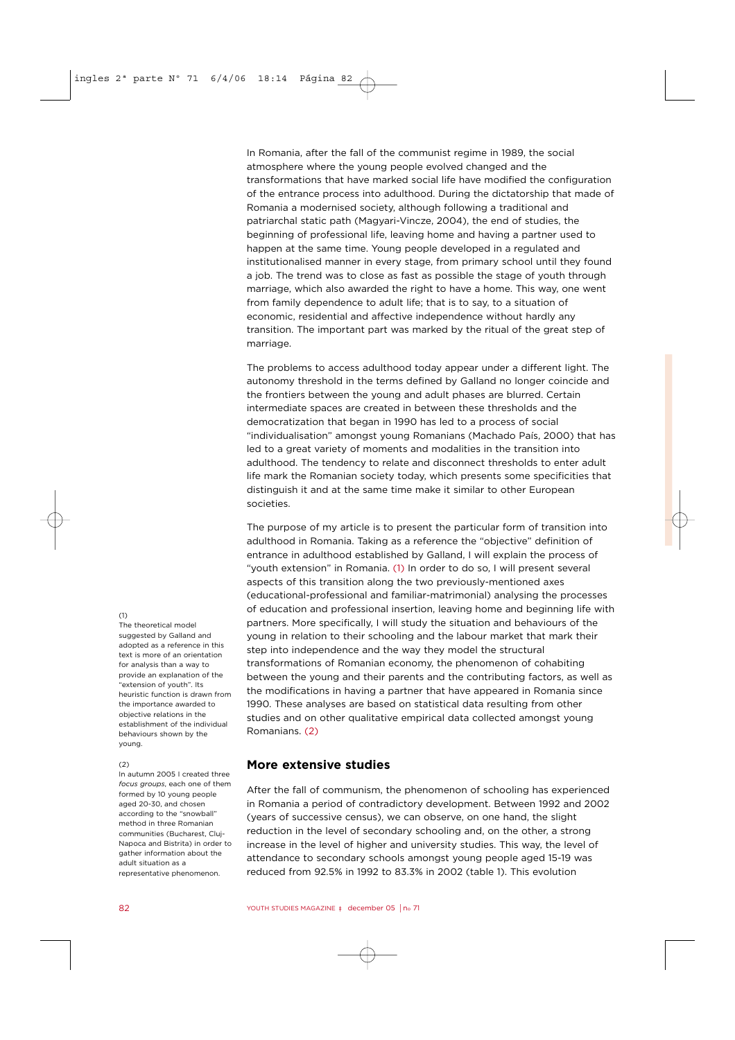In Romania, after the fall of the communist regime in 1989, the social atmosphere where the young people evolved changed and the transformations that have marked social life have modified the configuration of the entrance process into adulthood. During the dictatorship that made of Romania a modernised society, although following a traditional and patriarchal static path (Magyari-Vincze, 2004), the end of studies, the beginning of professional life, leaving home and having a partner used to happen at the same time. Young people developed in a regulated and institutionalised manner in every stage, from primary school until they found a job. The trend was to close as fast as possible the stage of youth through marriage, which also awarded the right to have a home. This way, one went from family dependence to adult life; that is to say, to a situation of economic, residential and affective independence without hardly any transition. The important part was marked by the ritual of the great step of marriage.

The problems to access adulthood today appear under a different light. The autonomy threshold in the terms defined by Galland no longer coincide and the frontiers between the young and adult phases are blurred. Certain intermediate spaces are created in between these thresholds and the democratization that began in 1990 has led to a process of social "individualisation" amongst young Romanians (Machado País, 2000) that has led to a great variety of moments and modalities in the transition into adulthood. The tendency to relate and disconnect thresholds to enter adult life mark the Romanian society today, which presents some specificities that distinguish it and at the same time make it similar to other European societies.

The purpose of my article is to present the particular form of transition into adulthood in Romania. Taking as a reference the "objective" definition of entrance in adulthood established by Galland, I will explain the process of "youth extension" in Romania. (1) In order to do so, I will present several aspects of this transition along the two previously-mentioned axes (educational-professional and familiar-matrimonial) analysing the processes of education and professional insertion, leaving home and beginning life with partners. More specifically, I will study the situation and behaviours of the young in relation to their schooling and the labour market that mark their step into independence and the way they model the structural transformations of Romanian economy, the phenomenon of cohabiting between the young and their parents and the contributing factors, as well as the modifications in having a partner that have appeared in Romania since 1990. These analyses are based on statistical data resulting from other studies and on other qualitative empirical data collected amongst young Romanians. (2)

## More extensive studies

After the fall of communism, the phenomenon of schooling has experienced in Romania a period of contradictory development. Between 1992 and 2002 (years of successive census), we can observe, on one hand, the slight reduction in the level of secondary schooling and, on the other, a strong increase in the level of higher and university studies. This way, the level of attendance to secondary schools amongst young people aged 15-19 was reduced from 92.5% in 1992 to 83.3% in 2002 (table 1). This evolution

---

(1) The theoretical model suggested by Galland and adopted as a reference in this text is more of an orientation for analysis than a way to provide an explanation of the "extension of youth". Its heuristic function is drawn from the importance awarded to objective relations in the establishment of the individual behaviours shown by the young.

(2) In autumn 2005 I created three *focus groups*, each one of them formed by 10 young people aged 20-30, and chosen according to the "snowball" method in three Romanian communities (Bucharest, Cluj-Napoca and Bistrita) in order to gather information about the adult situation as a representative phenomenon.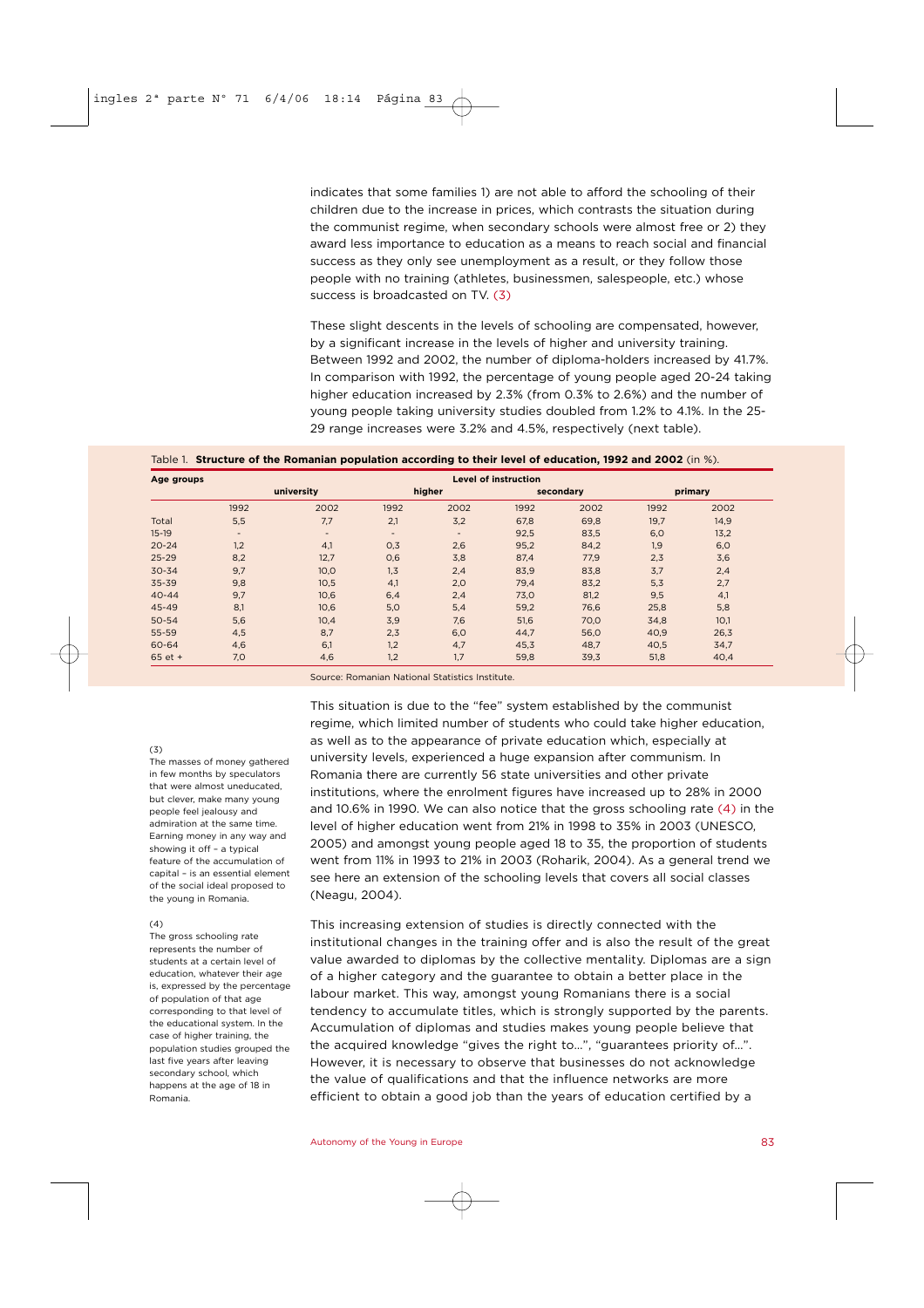indicates that some families 1) are not able to afford the schooling of their children due to the increase in prices, which contrasts the situation during the communist regime, when secondary schools were almost free or 2) they award less importance to education as a means to reach social and financial success as they only see unemployment as a result, or they follow those people with no training (athletes, businessmen, salespeople, etc.) whose success is broadcasted on TV. (3)

These slight descents in the levels of schooling are compensated, however, by a significant increase in the levels of higher and university training. Between 1992 and 2002, the number of diploma-holders increased by 41.7%. In comparison with 1992, the percentage of young people aged 20-24 taking higher education increased by 2.3% (from 0.3% to 2.6%) and the number of young people taking university studies doubled from 1.2% to 4.1%. In the 25-29 range increases were 3.2% and 4.5%, respectively (next table).

Table 1. **Structure of the Romanian population according to their level of education, 1992 and 2002** (in %).

| Age groups | Level of instruction | | | | | | | |
|---|---|---|---|---|---|---|---|---|
| | university | | higher | | secondary | | primary | |
| | 1992 | 2002 | 1992 | 2002 | 1992 | 2002 | 1992 | 2002 |
| Total | 5,5 | 7,7 | 2,1 | 3,2 | 67,8 | 69,8 | 19,7 | 14,9 |
| 15-19 | - | - | - | - | 92,5 | 83,5 | 6,0 | 13,2 |
| 20-24 | 1,2 | 4,1 | 0,3 | 2,6 | 95,2 | 84,2 | 1,9 | 6,0 |
| 25-29 | 8,2 | 12,7 | 0,6 | 3,8 | 87,4 | 77,9 | 2,3 | 3,6 |
| 30-34 | 9,7 | 10,0 | 1,3 | 2,4 | 83,9 | 83,8 | 3,7 | 2,4 |
| 35-39 | 9,8 | 10,5 | 4,1 | 2,0 | 79,4 | 83,2 | 5,3 | 2,7 |
| 40-44 | 9,7 | 10,6 | 6,4 | 2,4 | 73,0 | 81,2 | 9,5 | 4,1 |
| 45-49 | 8,1 | 10,6 | 5,0 | 5,4 | 59,2 | 76,6 | 25,8 | 5,8 |
| 50-54 | 5,6 | 10,4 | 3,9 | 7,6 | 51,6 | 70,0 | 34,8 | 10,1 |
| 55-59 | 4,5 | 8,7 | 2,3 | 6,0 | 44,7 | 56,0 | 40,9 | 26,3 |
| 60-64 | 4,6 | 6,1 | 1,2 | 4,7 | 45,3 | 48,7 | 40,5 | 34,7 |
| 65 et + | 7,0 | 4,6 | 1,2 | 1,7 | 59,8 | 39,3 | 51,8 | 40,4 |

Source: Romanian National Statistics Institute.

This situation is due to the "fee" system established by the communist regime, which limited number of students who could take higher education, as well as to the appearance of private education which, especially at university levels, experienced a huge expansion after communism. In Romania there are currently 56 state universities and other private institutions, where the enrolment figures have increased up to 28% in 2000 and 10.6% in 1990. We can also notice that the gross schooling rate (4) in the level of higher education went from 21% in 1998 to 35% in 2003 (UNESCO, 2005) and amongst young people aged 18 to 35, the proportion of students went from 11% in 1993 to 21% in 2003 (Roharik, 2004). As a general trend we see here an extension of the schooling levels that covers all social classes (Neagu, 2004).

This increasing extension of studies is directly connected with the institutional changes in the training offer and is also the result of the great value awarded to diplomas by the collective mentality. Diplomas are a sign of a higher category and the guarantee to obtain a better place in the labour market. This way, amongst young Romanians there is a social tendency to accumulate titles, which is strongly supported by the parents. Accumulation of diplomas and studies makes young people believe that the acquired knowledge "gives the right to...", "guarantees priority of...". However, it is necessary to observe that businesses do not acknowledge the value of qualifications and that the influence networks are more efficient to obtain a good job than the years of education certified by a

(3)
The masses of money gathered in few months by speculators that were almost uneducated, but clever, make many young people feel jealousy and admiration at the same time. Earning money in any way and showing it off – a typical feature of the accumulation of capital – is an essential element of the social ideal proposed to the young in Romania.

(4)
The gross schooling rate represents the number of students at a certain level of education, whatever their age is, expressed by the percentage of population of that age corresponding to that level of the educational system. In the case of higher training, the population studies grouped the last five years after leaving secondary school, which happens at the age of 18 in Romania.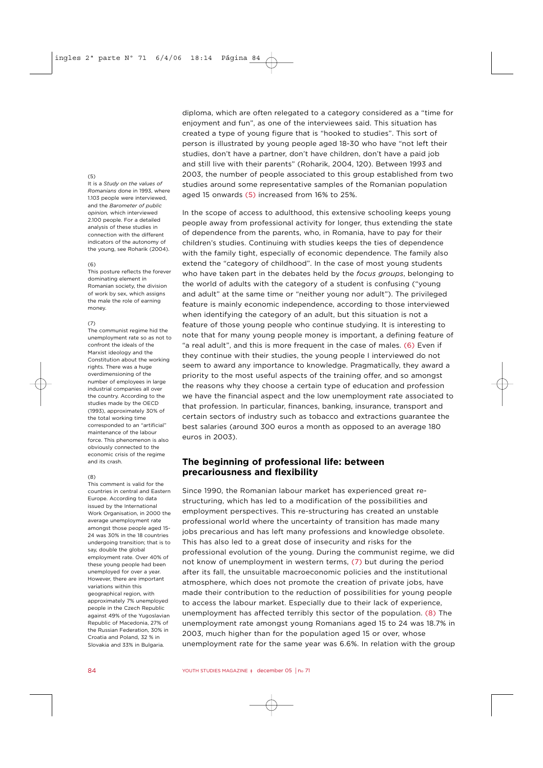diploma, which are often relegated to a category considered as a "time for enjoyment and fun", as one of the interviewees said. This situation has created a type of young figure that is "hooked to studies". This sort of person is illustrated by young people aged 18-30 who have "not left their studies, don't have a partner, don't have children, don't have a paid job and still live with their parents" (Roharik, 2004, 120). Between 1993 and 2003, the number of people associated to this group established from two studies around some representative samples of the Romanian population aged 15 onwards (5) increased from 16% to 25%.

In the scope of access to adulthood, this extensive schooling keeps young people away from professional activity for longer, thus extending the state of dependence from the parents, who, in Romania, have to pay for their children's studies. Continuing with studies keeps the ties of dependence with the family tight, especially of economic dependence. The family also extend the "category of childhood". In the case of most young students who have taken part in the debates held by the *focus groups*, belonging to the world of adults with the category of a student is confusing ("young and adult" at the same time or "neither young nor adult"). The privileged feature is mainly economic independence, according to those interviewed when identifying the category of an adult, but this situation is not a feature of those young people who continue studying. It is interesting to note that for many young people money is important, a defining feature of "a real adult", and this is more frequent in the case of males. (6) Even if they continue with their studies, the young people I interviewed do not seem to award any importance to knowledge. Pragmatically, they award a priority to the most useful aspects of the training offer, and so amongst the reasons why they choose a certain type of education and profession we have the financial aspect and the low unemployment rate associated to that profession. In particular, finances, banking, insurance, transport and certain sectors of industry such as tobacco and extractions guarantee the best salaries (around 300 euros a month as opposed to an average 180 euros in 2003).

## The beginning of professional life: between precariousness and flexibility

Since 1990, the Romanian labour market has experienced great re-structuring, which has led to a modification of the possibilities and employment perspectives. This re-structuring has created an unstable professional world where the uncertainty of transition has made many jobs precarious and has left many professions and knowledge obsolete. This has also led to a great dose of insecurity and risks for the professional evolution of the young. During the communist regime, we did not know of unemployment in western terms, (7) but during the period after its fall, the unsuitable macroeconomic policies and the institutional atmosphere, which does not promote the creation of private jobs, have made their contribution to the reduction of possibilities for young people to access the labour market. Especially due to their lack of experience, unemployment has affected terribly this sector of the population. (8) The unemployment rate amongst young Romanians aged 15 to 24 was 18.7% in 2003, much higher than for the population aged 15 or over, whose unemployment rate for the same year was 6.6%. In relation with the group

---

(5)
It is a *Study on the values of Romanians* done in 1993, where 1.103 people were interviewed, and the *Barometer of public opinion,* which interviewed 2.100 people. For a detailed analysis of these studies in connection with the different indicators of the autonomy of the young, see Roharik (2004).

(6)
This posture reflects the forever dominating element in Romanian society, the division of work by sex, which assigns the male the role of earning money.

(7)
The communist regime hid the unemployment rate so as not to confront the ideals of the Marxist ideology and the Constitution about the working rights. There was a huge overdimensioning of the number of employees in large industrial companies all over the country. According to the studies made by the OECD (1993), approximately 30% of the total working time corresponded to an "artificial" maintenance of the labour force. This phenomenon is also obviously connected to the economic crisis of the regime and its crash.

(8)
This comment is valid for the countries in central and Eastern Europe. According to data issued by the International Work Organisation, in 2000 the average unemployment rate amongst those people aged 15-24 was 30% in the 18 countries undergoing transition; that is to say, double the global employment rate. Over 40% of these young people had been unemployed for over a year. However, there are important variations within this geographical region, with approximately 7% unemployed people in the Czech Republic against 49% of the Yugoslavian Republic of Macedonia, 27% of the Russian Federation, 30% in Croatia and Poland, 32 % in Slovakia and 33% in Bulgaria.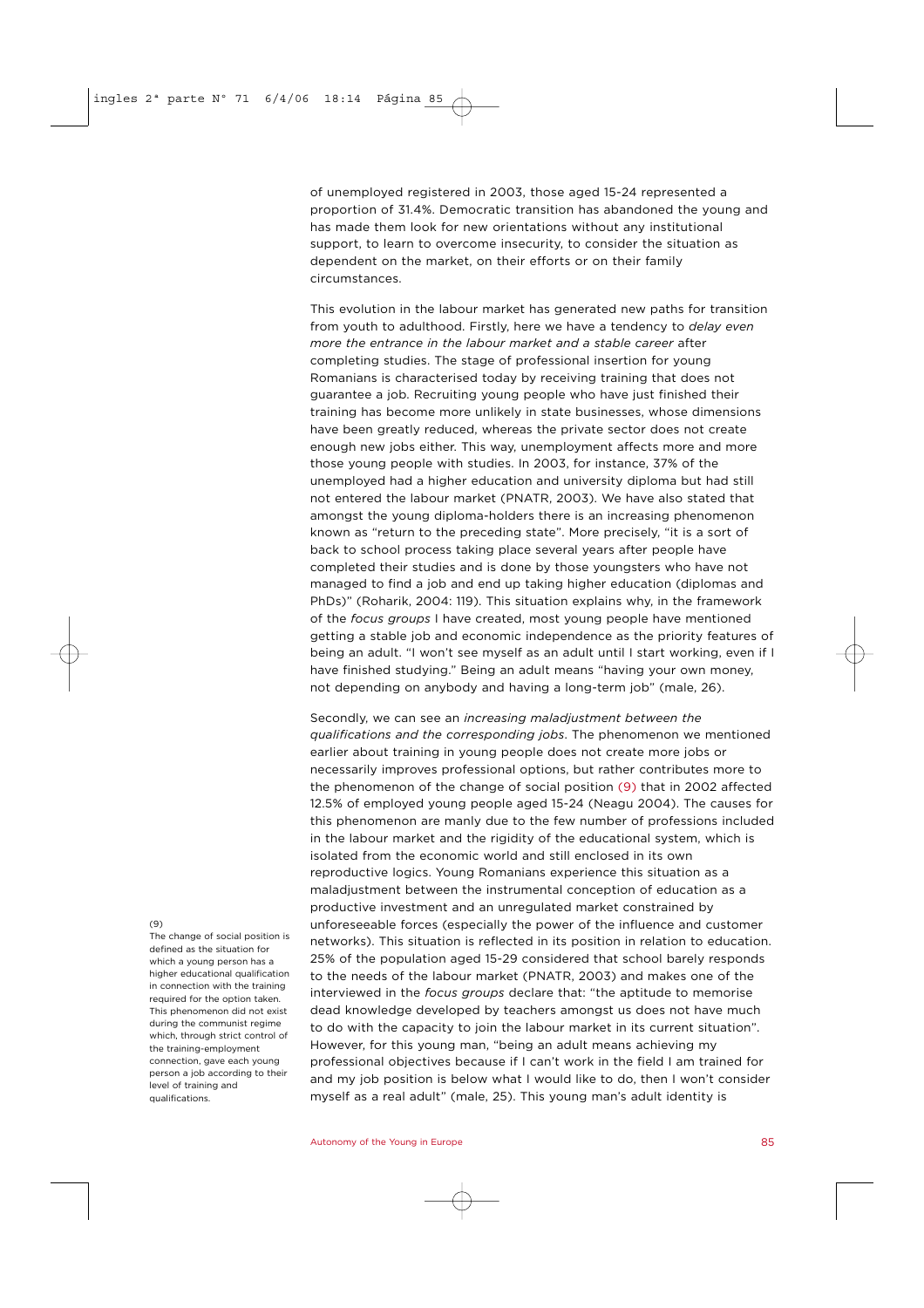of unemployed registered in 2003, those aged 15-24 represented a proportion of 31.4%. Democratic transition has abandoned the young and has made them look for new orientations without any institutional support, to learn to overcome insecurity, to consider the situation as dependent on the market, on their efforts or on their family circumstances.

This evolution in the labour market has generated new paths for transition from youth to adulthood. Firstly, here we have a tendency to *delay even more the entrance in the labour market and a stable career* after completing studies. The stage of professional insertion for young Romanians is characterised today by receiving training that does not guarantee a job. Recruiting young people who have just finished their training has become more unlikely in state businesses, whose dimensions have been greatly reduced, whereas the private sector does not create enough new jobs either. This way, unemployment affects more and more those young people with studies. In 2003, for instance, 37% of the unemployed had a higher education and university diploma but had still not entered the labour market (PNATR, 2003). We have also stated that amongst the young diploma-holders there is an increasing phenomenon known as "return to the preceding state". More precisely, "it is a sort of back to school process taking place several years after people have completed their studies and is done by those youngsters who have not managed to find a job and end up taking higher education (diplomas and PhDs)" (Roharik, 2004: 119). This situation explains why, in the framework of the *focus groups* I have created, most young people have mentioned getting a stable job and economic independence as the priority features of being an adult. "I won't see myself as an adult until I start working, even if I have finished studying." Being an adult means "having your own money, not depending on anybody and having a long-term job" (male, 26).

Secondly, we can see an *increasing maladjustment between the qualifications and the corresponding jobs*. The phenomenon we mentioned earlier about training in young people does not create more jobs or necessarily improves professional options, but rather contributes more to the phenomenon of the change of social position (9) that in 2002 affected 12.5% of employed young people aged 15-24 (Neagu 2004). The causes for this phenomenon are manly due to the few number of professions included in the labour market and the rigidity of the educational system, which is isolated from the economic world and still enclosed in its own reproductive logics. Young Romanians experience this situation as a maladjustment between the instrumental conception of education as a productive investment and an unregulated market constrained by unforeseeable forces (especially the power of the influence and customer networks). This situation is reflected in its position in relation to education. 25% of the population aged 15-29 considered that school barely responds to the needs of the labour market (PNATR, 2003) and makes one of the interviewed in the *focus groups* declare that: "the aptitude to memorise dead knowledge developed by teachers amongst us does not have much to do with the capacity to join the labour market in its current situation". However, for this young man, "being an adult means achieving my professional objectives because if I can't work in the field I am trained for and my job position is below what I would like to do, then I won't consider myself as a real adult" (male, 25). This young man's adult identity is

(9) The change of social position is defined as the situation for which a young person has a higher educational qualification in connection with the training required for the option taken. This phenomenon did not exist during the communist regime which, through strict control of the training-employment connection, gave each young person a job according to their level of training and qualifications.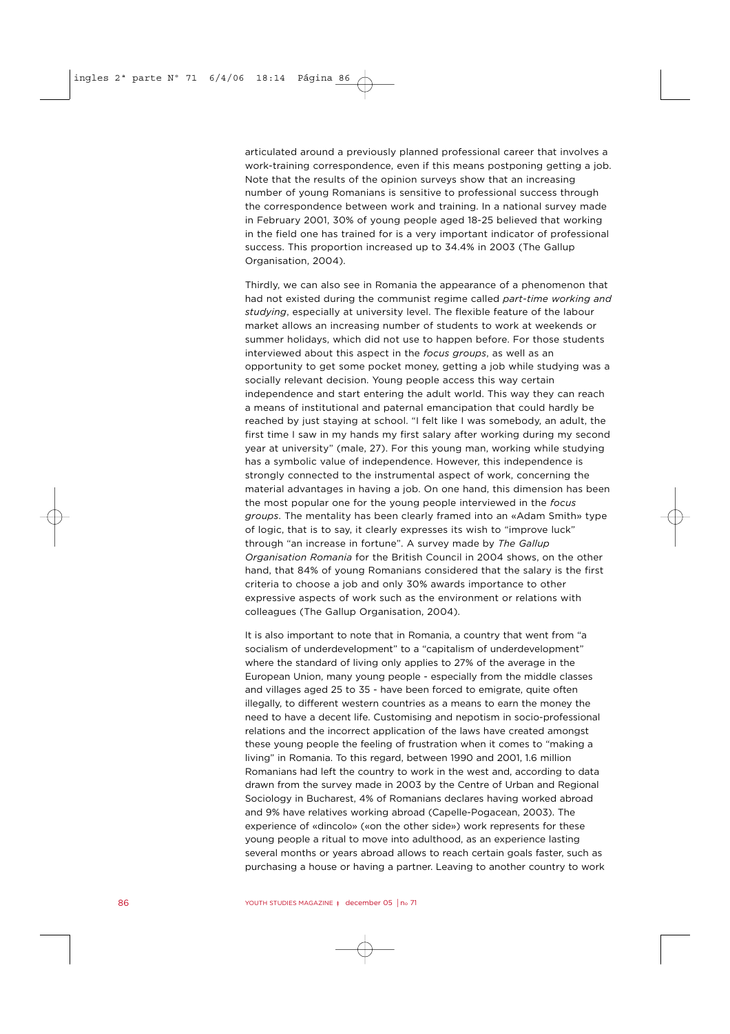articulated around a previously planned professional career that involves a work-training correspondence, even if this means postponing getting a job. Note that the results of the opinion surveys show that an increasing number of young Romanians is sensitive to professional success through the correspondence between work and training. In a national survey made in February 2001, 30% of young people aged 18-25 believed that working in the field one has trained for is a very important indicator of professional success. This proportion increased up to 34.4% in 2003 (The Gallup Organisation, 2004).

Thirdly, we can also see in Romania the appearance of a phenomenon that had not existed during the communist regime called *part-time working and studying*, especially at university level. The flexible feature of the labour market allows an increasing number of students to work at weekends or summer holidays, which did not use to happen before. For those students interviewed about this aspect in the *focus groups*, as well as an opportunity to get some pocket money, getting a job while studying was a socially relevant decision. Young people access this way certain independence and start entering the adult world. This way they can reach a means of institutional and paternal emancipation that could hardly be reached by just staying at school. "I felt like I was somebody, an adult, the first time I saw in my hands my first salary after working during my second year at university" (male, 27). For this young man, working while studying has a symbolic value of independence. However, this independence is strongly connected to the instrumental aspect of work, concerning the material advantages in having a job. On one hand, this dimension has been the most popular one for the young people interviewed in the *focus groups*. The mentality has been clearly framed into an «Adam Smith» type of logic, that is to say, it clearly expresses its wish to "improve luck" through "an increase in fortune". A survey made by *The Gallup Organisation Romania* for the British Council in 2004 shows, on the other hand, that 84% of young Romanians considered that the salary is the first criteria to choose a job and only 30% awards importance to other expressive aspects of work such as the environment or relations with colleagues (The Gallup Organisation, 2004).

It is also important to note that in Romania, a country that went from "a socialism of underdevelopment" to a "capitalism of underdevelopment" where the standard of living only applies to 27% of the average in the European Union, many young people - especially from the middle classes and villages aged 25 to 35 - have been forced to emigrate, quite often illegally, to different western countries as a means to earn the money the need to have a decent life. Customising and nepotism in socio-professional relations and the incorrect application of the laws have created amongst these young people the feeling of frustration when it comes to "making a living" in Romania. To this regard, between 1990 and 2001, 1.6 million Romanians had left the country to work in the west and, according to data drawn from the survey made in 2003 by the Centre of Urban and Regional Sociology in Bucharest, 4% of Romanians declares having worked abroad and 9% have relatives working abroad (Capelle-Pogacean, 2003). The experience of «dincolo» («on the other side») work represents for these young people a ritual to move into adulthood, as an experience lasting several months or years abroad allows to reach certain goals faster, such as purchasing a house or having a partner. Leaving to another country to work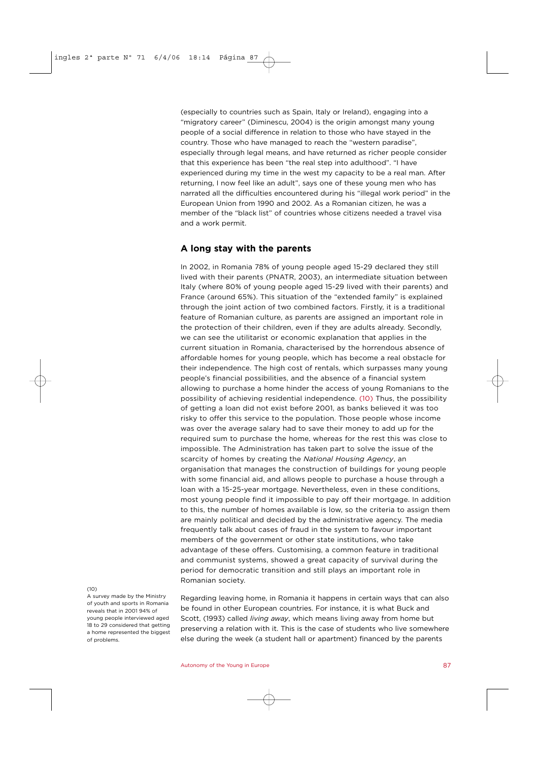(especially to countries such as Spain, Italy or Ireland), engaging into a "migratory career" (Diminescu, 2004) is the origin amongst many young people of a social difference in relation to those who have stayed in the country. Those who have managed to reach the "western paradise", especially through legal means, and have returned as richer people consider that this experience has been "the real step into adulthood". "I have experienced during my time in the west my capacity to be a real man. After returning, I now feel like an adult", says one of these young men who has narrated all the difficulties encountered during his "illegal work period" in the European Union from 1990 and 2002. As a Romanian citizen, he was a member of the "black list" of countries whose citizens needed a travel visa and a work permit.

## A long stay with the parents

In 2002, in Romania 78% of young people aged 15-29 declared they still lived with their parents (PNATR, 2003), an intermediate situation between Italy (where 80% of young people aged 15-29 lived with their parents) and France (around 65%). This situation of the "extended family" is explained through the joint action of two combined factors. Firstly, it is a traditional feature of Romanian culture, as parents are assigned an important role in the protection of their children, even if they are adults already. Secondly, we can see the utilitarist or economic explanation that applies in the current situation in Romania, characterised by the horrendous absence of affordable homes for young people, which has become a real obstacle for their independence. The high cost of rentals, which surpasses many young people's financial possibilities, and the absence of a financial system allowing to purchase a home hinder the access of young Romanians to the possibility of achieving residential independence. (10) Thus, the possibility of getting a loan did not exist before 2001, as banks believed it was too risky to offer this service to the population. Those people whose income was over the average salary had to save their money to add up for the required sum to purchase the home, whereas for the rest this was close to impossible. The Administration has taken part to solve the issue of the scarcity of homes by creating the *National Housing Agency*, an organisation that manages the construction of buildings for young people with some financial aid, and allows people to purchase a house through a loan with a 15-25-year mortgage. Nevertheless, even in these conditions, most young people find it impossible to pay off their mortgage. In addition to this, the number of homes available is low, so the criteria to assign them are mainly political and decided by the administrative agency. The media frequently talk about cases of fraud in the system to favour important members of the government or other state institutions, who take advantage of these offers. Customising, a common feature in traditional and communist systems, showed a great capacity of survival during the period for democratic transition and still plays an important role in Romanian society.

Regarding leaving home, in Romania it happens in certain ways that can also be found in other European countries. For instance, it is what Buck and Scott, (1993) called *living away*, which means living away from home but preserving a relation with it. This is the case of students who live somewhere else during the week (a student hall or apartment) financed by the parents

(10) A survey made by the Ministry of youth and sports in Romania reveals that in 2001 94% of young people interviewed aged 18 to 29 considered that getting a home represented the biggest of problems.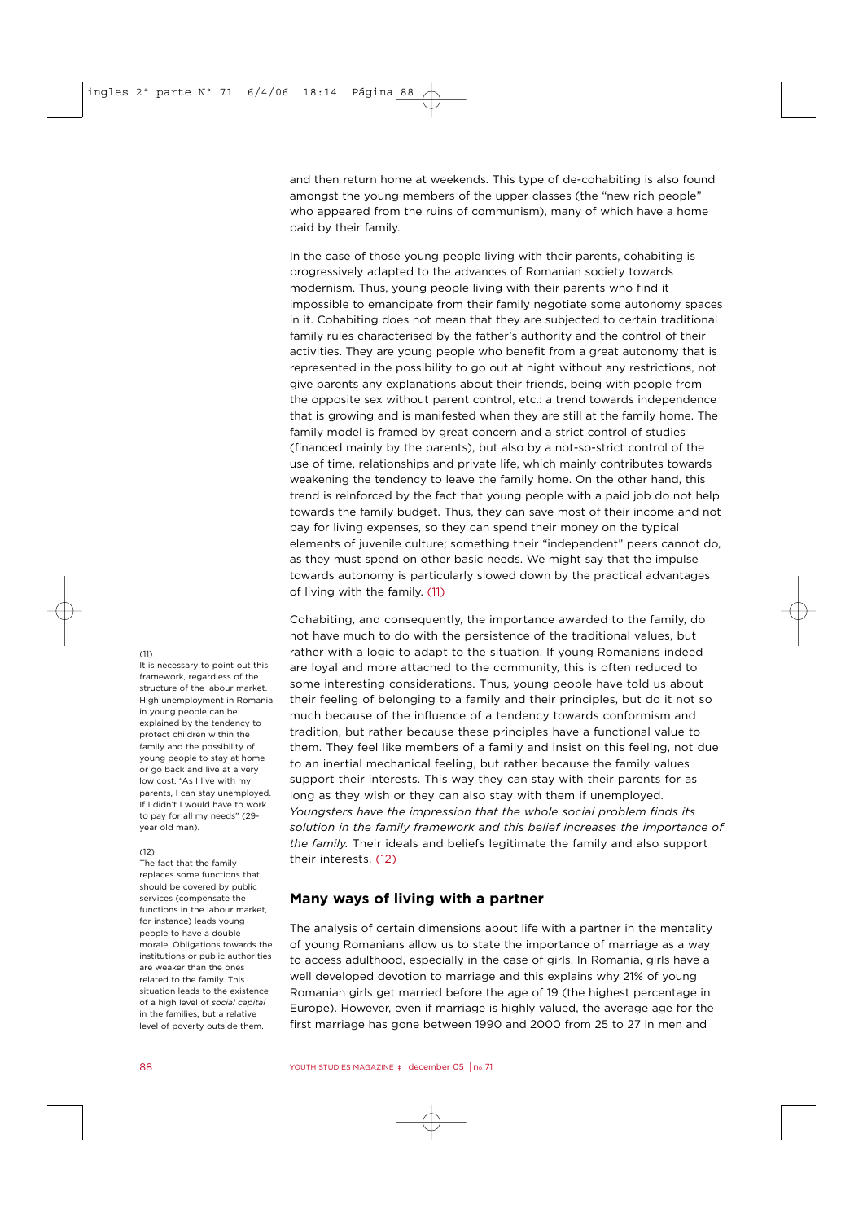and then return home at weekends. This type of de-cohabiting is also found amongst the young members of the upper classes (the "new rich people" who appeared from the ruins of communism), many of which have a home paid by their family.

In the case of those young people living with their parents, cohabiting is progressively adapted to the advances of Romanian society towards modernism. Thus, young people living with their parents who find it impossible to emancipate from their family negotiate some autonomy spaces in it. Cohabiting does not mean that they are subjected to certain traditional family rules characterised by the father's authority and the control of their activities. They are young people who benefit from a great autonomy that is represented in the possibility to go out at night without any restrictions, not give parents any explanations about their friends, being with people from the opposite sex without parent control, etc.: a trend towards independence that is growing and is manifested when they are still at the family home. The family model is framed by great concern and a strict control of studies (financed mainly by the parents), but also by a not-so-strict control of the use of time, relationships and private life, which mainly contributes towards weakening the tendency to leave the family home. On the other hand, this trend is reinforced by the fact that young people with a paid job do not help towards the family budget. Thus, they can save most of their income and not pay for living expenses, so they can spend their money on the typical elements of juvenile culture; something their "independent" peers cannot do, as they must spend on other basic needs. We might say that the impulse towards autonomy is particularly slowed down by the practical advantages of living with the family. (11)

Cohabiting, and consequently, the importance awarded to the family, do not have much to do with the persistence of the traditional values, but rather with a logic to adapt to the situation. If young Romanians indeed are loyal and more attached to the community, this is often reduced to some interesting considerations. Thus, young people have told us about their feeling of belonging to a family and their principles, but do it not so much because of the influence of a tendency towards conformism and tradition, but rather because these principles have a functional value to them. They feel like members of a family and insist on this feeling, not due to an inertial mechanical feeling, but rather because the family values support their interests. This way they can stay with their parents for as long as they wish or they can also stay with them if unemployed. *Youngsters have the impression that the whole social problem finds its solution in the family framework and this belief increases the importance of the family.* Their ideals and beliefs legitimate the family and also support their interests. (12)

## Many ways of living with a partner

The analysis of certain dimensions about life with a partner in the mentality of young Romanians allow us to state the importance of marriage as a way to access adulthood, especially in the case of girls. In Romania, girls have a well developed devotion to marriage and this explains why 21% of young Romanian girls get married before the age of 19 (the highest percentage in Europe). However, even if marriage is highly valued, the average age for the first marriage has gone between 1990 and 2000 from 25 to 27 in men and

(11)
It is necessary to point out this framework, regardless of the structure of the labour market. High unemployment in Romania in young people can be explained by the tendency to protect children within the family and the possibility of young people to stay at home or go back and live at a very low cost. "As I live with my parents, I can stay unemployed. If I didn't I would have to work to pay for all my needs" (29-year old man).

(12)
The fact that the family replaces some functions that should be covered by public services (compensate the functions in the labour market, for instance) leads young people to have a double morale. Obligations towards the institutions or public authorities are weaker than the ones related to the family. This situation leads to the existence of a high level of *social capital* in the families, but a relative level of poverty outside them.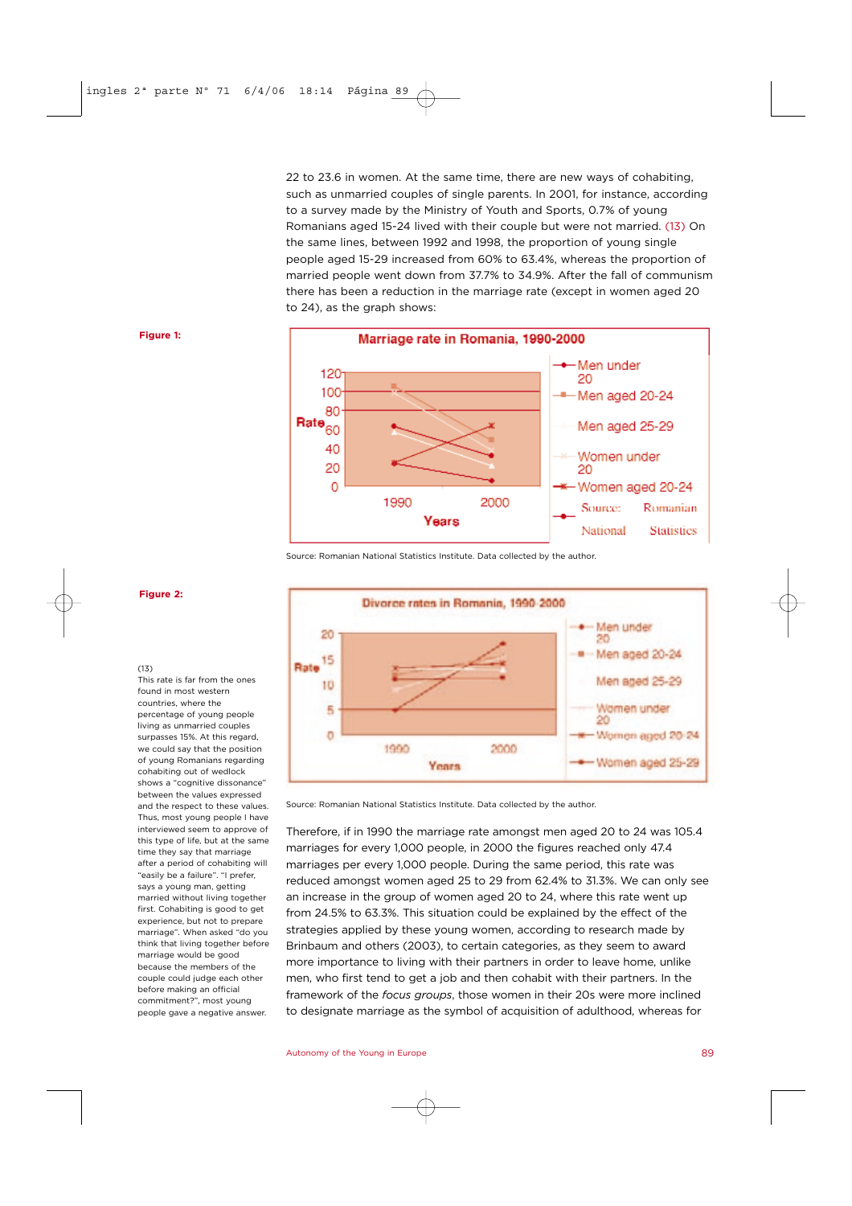22 to 23.6 in women. At the same time, there are new ways of cohabiting, such as unmarried couples of single parents. In 2001, for instance, according to a survey made by the Ministry of Youth and Sports, 0.7% of young Romanians aged 15-24 lived with their couple but were not married. (13) On the same lines, between 1992 and 1998, the proportion of young single people aged 15-29 increased from 60% to 63.4%, whereas the proportion of married people went down from 37.7% to 34.9%. After the fall of communism there has been a reduction in the marriage rate (except in women aged 20 to 24), as the graph shows:

**Figure 1:**

Marriage rate in Romania, 1990-2000

Source: Romanian National Statistics Institute. Data collected by the author.

**Figure 2:**

Divorce rates in Romania, 1990-2000

Source: Romanian National Statistics Institute. Data collected by the author.

Therefore, if in 1990 the marriage rate amongst men aged 20 to 24 was 105.4 marriages for every 1,000 people, in 2000 the figures reached only 47.4 marriages per every 1,000 people. During the same period, this rate was reduced amongst women aged 25 to 29 from 62.4% to 31.3%. We can only see an increase in the group of women aged 20 to 24, where this rate went up from 24.5% to 63.3%. This situation could be explained by the effect of the strategies applied by these young women, according to research made by Brinbaum and others (2003), to certain categories, as they seem to award more importance to living with their partners in order to leave home, unlike men, who first tend to get a job and then cohabit with their partners. In the framework of the *focus groups*, those women in their 20s were more inclined to designate marriage as the symbol of acquisition of adulthood, whereas for

(13) This rate is far from the ones found in most western countries, where the percentage of young people living as unmarried couples surpasses 15%. At this regard, we could say that the position of young Romanians regarding cohabiting out of wedlock shows a "cognitive dissonance" between the values expressed and the respect to these values. Thus, most young people I have interviewed seem to approve of this type of life, but at the same time they say that marriage after a period of cohabiting will "easily be a failure". "I prefer, says a young man, getting married without living together first. Cohabiting is good to get experience, but not to prepare marriage". When asked "do you think that living together before marriage would be good because the members of the couple could judge each other before making an official commitment?", most young people gave a negative answer.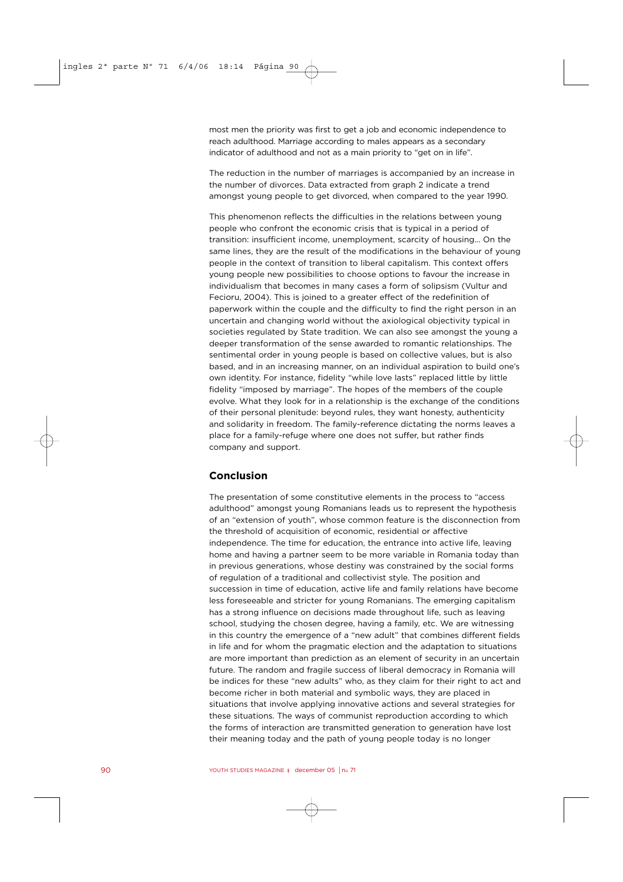most men the priority was first to get a job and economic independence to reach adulthood. Marriage according to males appears as a secondary indicator of adulthood and not as a main priority to "get on in life".

The reduction in the number of marriages is accompanied by an increase in the number of divorces. Data extracted from graph 2 indicate a trend amongst young people to get divorced, when compared to the year 1990.

This phenomenon reflects the difficulties in the relations between young people who confront the economic crisis that is typical in a period of transition: insufficient income, unemployment, scarcity of housing… On the same lines, they are the result of the modifications in the behaviour of young people in the context of transition to liberal capitalism. This context offers young people new possibilities to choose options to favour the increase in individualism that becomes in many cases a form of solipsism (Vultur and Fecioru, 2004). This is joined to a greater effect of the redefinition of paperwork within the couple and the difficulty to find the right person in an uncertain and changing world without the axiological objectivity typical in societies regulated by State tradition. We can also see amongst the young a deeper transformation of the sense awarded to romantic relationships. The sentimental order in young people is based on collective values, but is also based, and in an increasing manner, on an individual aspiration to build one's own identity. For instance, fidelity "while love lasts" replaced little by little fidelity "imposed by marriage". The hopes of the members of the couple evolve. What they look for in a relationship is the exchange of the conditions of their personal plenitude: beyond rules, they want honesty, authenticity and solidarity in freedom. The family-reference dictating the norms leaves a place for a family-refuge where one does not suffer, but rather finds company and support.

## Conclusion

The presentation of some constitutive elements in the process to "access adulthood" amongst young Romanians leads us to represent the hypothesis of an "extension of youth", whose common feature is the disconnection from the threshold of acquisition of economic, residential or affective independence. The time for education, the entrance into active life, leaving home and having a partner seem to be more variable in Romania today than in previous generations, whose destiny was constrained by the social forms of regulation of a traditional and collectivist style. The position and succession in time of education, active life and family relations have become less foreseeable and stricter for young Romanians. The emerging capitalism has a strong influence on decisions made throughout life, such as leaving school, studying the chosen degree, having a family, etc. We are witnessing in this country the emergence of a "new adult" that combines different fields in life and for whom the pragmatic election and the adaptation to situations are more important than prediction as an element of security in an uncertain future. The random and fragile success of liberal democracy in Romania will be indices for these "new adults" who, as they claim for their right to act and become richer in both material and symbolic ways, they are placed in situations that involve applying innovative actions and several strategies for these situations. The ways of communist reproduction according to which the forms of interaction are transmitted generation to generation have lost their meaning today and the path of young people today is no longer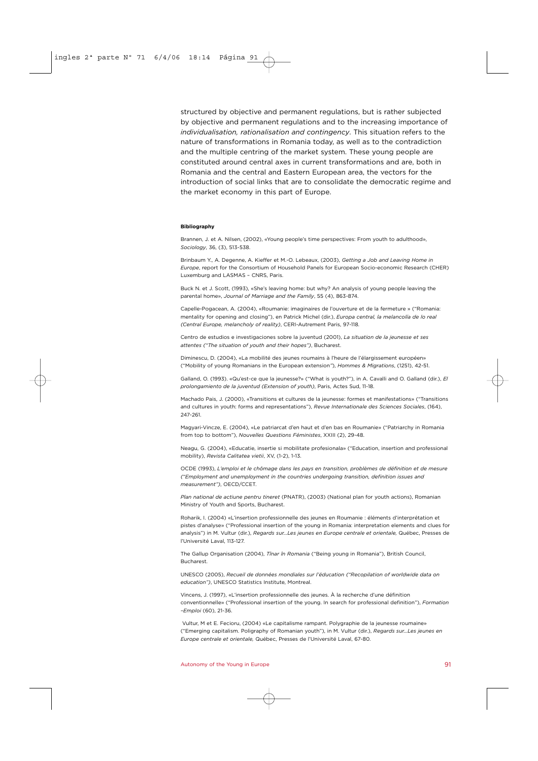structured by objective and permanent regulations, but is rather subjected by objective and permanent regulations and to the increasing importance of *individualisation, rationalisation and contingency*. This situation refers to the nature of transformations in Romania today, as well as to the contradiction and the multiple centring of the market system. These young people are constituted around central axes in current transformations and are, both in Romania and the central and Eastern European area, the vectors for the introduction of social links that are to consolidate the democratic regime and the market economy in this part of Europe.

**Bibliography**

Brannen, J. et A. Nilsen, (2002), «Young people's time perspectives: From youth to adulthood», *Sociology*, 36, (3), 513-538.

Brinbaum Y., A. Degenne, A. Kieffer et M.-O. Lebeaux, (2003), *Getting a Job and Leaving Home in Europe*, report for the Consortium of Household Panels for European Socio-economic Research (CHER) Luxemburg and LASMAS – CNRS, Paris.

Buck N. et J. Scott, (1993), «She's leaving home: but why? An analysis of young people leaving the parental home», *Journal of Marriage and the Family*, 55 (4), 863-874.

Capelle-Pogacean, A. (2004), «Roumanie: imaginaires de l'ouverture et de la fermeture » ("Romania: mentality for opening and closing"), en Patrick Michel (dir.), *Europa central, la melancolía de lo real (Central Europe, melancholy of reality)*, CERI-Autrement Paris, 97-118.

Centro de estudios e investigaciones sobre la juventud (2001), *La situation de la jeunesse et ses attentes ("The situation of youth and their hopes")*, Bucharest.

Diminescu, D. (2004), «La mobilité des jeunes roumains à l'heure de l'élargissement européen» ("Mobility of young Romanians in the European extension"), *Hommes & Migrations*, (1251), 42-51.

Galland, O. (1993). «Qu'est-ce que la jeunesse?» ("What is youth?"), in A. Cavalli and O. Galland (dir.), *El prolongamiento de la juventud (Extension of youth)*, Paris, Actes Sud, 11-18.

Machado Pais, J. (2000), «Transitions et cultures de la jeunesse: formes et manifestations» ("Transitions and cultures in youth: forms and representations"), *Revue Internationale des Sciences Sociales*, (164), 247-261.

Magyari-Vincze, E. (2004), «Le patriarcat d'en haut et d'en bas en Roumanie» ("Patriarchy in Romania from top to bottom"), *Nouvelles Questions Féministes*, XXIII (2), 29-48.

Neagu, G. (2004), «Educatie, insertie si mobilitate profesionala» ("Education, insertion and professional mobility), *Revista Calitatea vietii*, XV, (1-2), 1-13.

OCDE (1993), *L'emploi et le chômage dans les pays en transition, problèmes de définition et de mesure ("Employment and unemployment in the countries undergoing transition, definition issues and measurement")*, OECD/CCET.

*Plan national de actiune pentru tineret* (PNATR), (2003) (National plan for youth actions), Romanian Ministry of Youth and Sports, Bucharest.

Roharik, I. (2004) «L'insertion professionnelle des jeunes en Roumanie : éléments d'interprétation et pistes d'analyse» ("Professional insertion of the young in Romania: interpretation elements and clues for analysis") in M. Vultur (dir.), *Regards sur...Les jeunes en Europe centrale et orientale,* Québec, Presses de l'Université Laval, 113-127.

The Gallup Organisation (2004), *Tînar în Romania* ("Being young in Romania"), British Council, Bucharest.

UNESCO (2005), *Recueil de données mondiales sur l'éducation ("Recopilation of worldwide data on education")*, UNESCO Statistics Institute, Montreal.

Vincens, J. (1997), «L'insertion professionnelle des jeunes. À la recherche d'une définition conventionnelle» ("Professional insertion of the young. In search for professional definition"), *Formation –Emploi* (60), 21-36.

Vultur, M et E. Fecioru, (2004) «Le capitalisme rampant. Polygraphie de la jeunesse roumaine» ("Emerging capitalism. Poligraphy of Romanian youth"), in M. Vultur (dir.), *Regards sur...Les jeunes en Europe centrale et orientale,* Québec, Presses de l'Université Laval, 67-80.